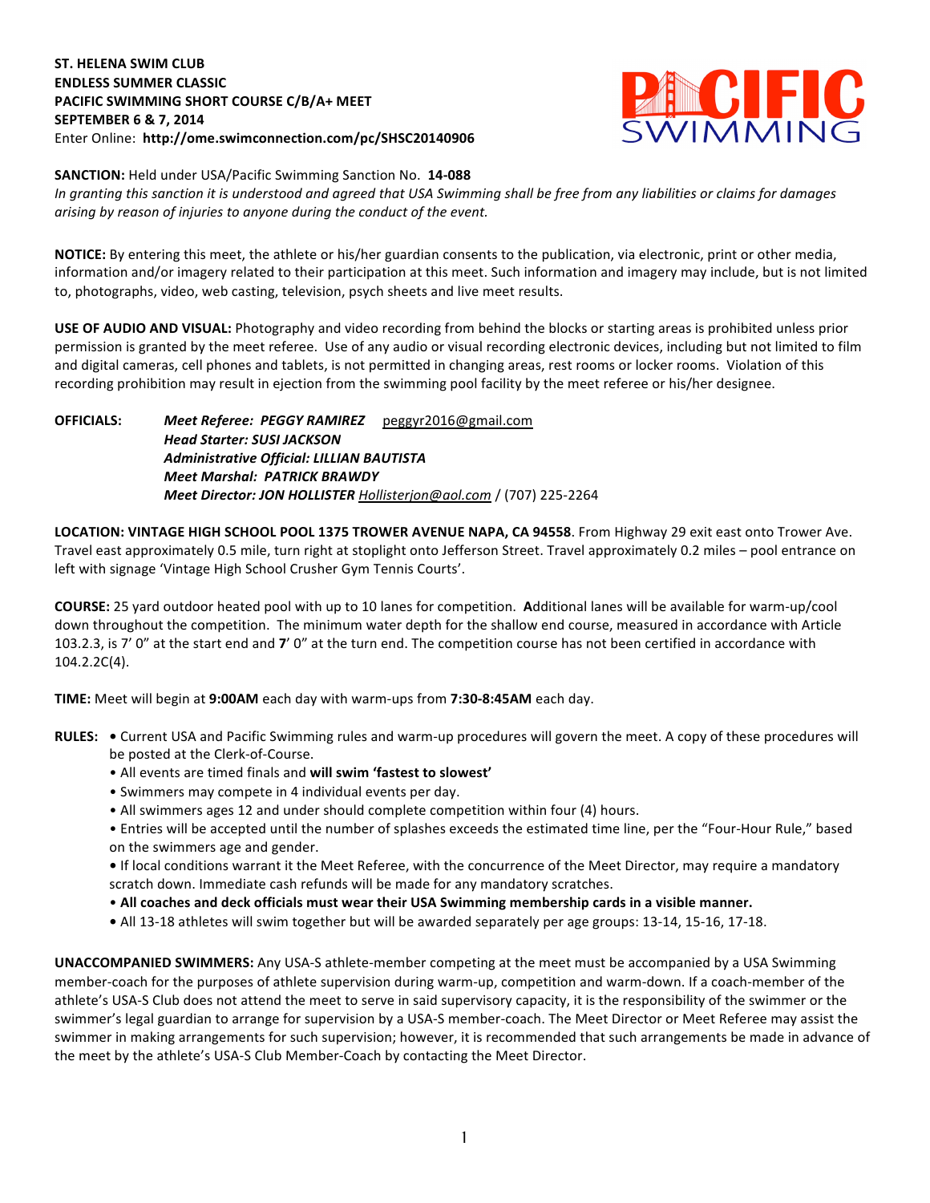**ST. HELENA SWIM CLUB**
**ENDLESS SUMMER CLASSIC**
**PACIFIC SWIMMING SHORT COURSE C/B/A+ MEET**
**SEPTEMBER 6 & 7, 2014**
Enter Online: **http://ome.swimconnection.com/pc/SHSC20140906**

**SANCTION:** Held under USA/Pacific Swimming Sanction No. **14-088**
*In granting this sanction it is understood and agreed that USA Swimming shall be free from any liabilities or claims for damages arising by reason of injuries to anyone during the conduct of the event.*

**NOTICE:** By entering this meet, the athlete or his/her guardian consents to the publication, via electronic, print or other media, information and/or imagery related to their participation at this meet. Such information and imagery may include, but is not limited to, photographs, video, web casting, television, psych sheets and live meet results.

**USE OF AUDIO AND VISUAL:** Photography and video recording from behind the blocks or starting areas is prohibited unless prior permission is granted by the meet referee. Use of any audio or visual recording electronic devices, including but not limited to film and digital cameras, cell phones and tablets, is not permitted in changing areas, rest rooms or locker rooms. Violation of this recording prohibition may result in ejection from the swimming pool facility by the meet referee or his/her designee.

**OFFICIALS:**
***Meet Referee: PEGGY RAMIREZ*** peggyr2016@gmail.com
***Head Starter: SUSI JACKSON***
***Administrative Official: LILLIAN BAUTISTA***
***Meet Marshal: PATRICK BRAWDY***
***Meet Director: JON HOLLISTER*** Hollisterjon@aol.com / (707) 225-2264

**LOCATION: VINTAGE HIGH SCHOOL POOL 1375 TROWER AVENUE NAPA, CA 94558**. From Highway 29 exit east onto Trower Ave. Travel east approximately 0.5 mile, turn right at stoplight onto Jefferson Street. Travel approximately 0.2 miles – pool entrance on left with signage 'Vintage High School Crusher Gym Tennis Courts'.

**COURSE:** 25 yard outdoor heated pool with up to 10 lanes for competition. **A**dditional lanes will be available for warm-up/cool down throughout the competition. The minimum water depth for the shallow end course, measured in accordance with Article 103.2.3, is 7' 0" at the start end and **7**' 0" at the turn end. The competition course has not been certified in accordance with 104.2.2C(4).

**TIME:** Meet will begin at **9:00AM** each day with warm-ups from **7:30-8:45AM** each day.

**RULES:**
- Current USA and Pacific Swimming rules and warm-up procedures will govern the meet. A copy of these procedures will be posted at the Clerk-of-Course.
- All events are timed finals and **will swim 'fastest to slowest'**
- Swimmers may compete in 4 individual events per day.
- All swimmers ages 12 and under should complete competition within four (4) hours.
- Entries will be accepted until the number of splashes exceeds the estimated time line, per the "Four-Hour Rule," based on the swimmers age and gender.
- If local conditions warrant it the Meet Referee, with the concurrence of the Meet Director, may require a mandatory scratch down. Immediate cash refunds will be made for any mandatory scratches.
- **All coaches and deck officials must wear their USA Swimming membership cards in a visible manner.**
- All 13-18 athletes will swim together but will be awarded separately per age groups: 13-14, 15-16, 17-18.

**UNACCOMPANIED SWIMMERS:** Any USA-S athlete-member competing at the meet must be accompanied by a USA Swimming member-coach for the purposes of athlete supervision during warm-up, competition and warm-down. If a coach-member of the athlete's USA-S Club does not attend the meet to serve in said supervisory capacity, it is the responsibility of the swimmer or the swimmer's legal guardian to arrange for supervision by a USA-S member-coach. The Meet Director or Meet Referee may assist the swimmer in making arrangements for such supervision; however, it is recommended that such arrangements be made in advance of the meet by the athlete's USA-S Club Member-Coach by contacting the Meet Director.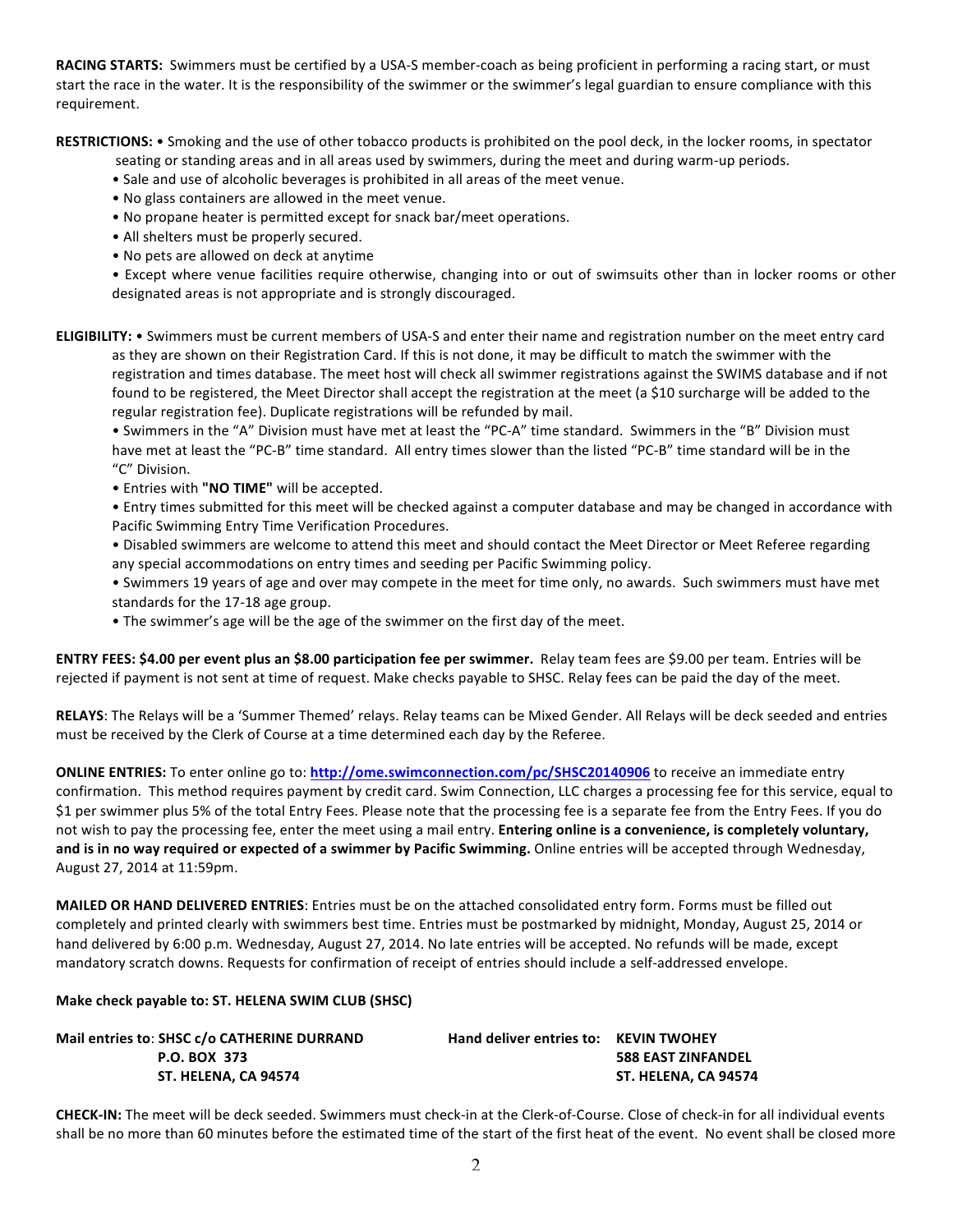**RACING STARTS:** Swimmers must be certified by a USA-S member-coach as being proficient in performing a racing start, or must start the race in the water. It is the responsibility of the swimmer or the swimmer's legal guardian to ensure compliance with this requirement.

**RESTRICTIONS:** • Smoking and the use of other tobacco products is prohibited on the pool deck, in the locker rooms, in spectator seating or standing areas and in all areas used by swimmers, during the meet and during warm-up periods.

- Sale and use of alcoholic beverages is prohibited in all areas of the meet venue.
- No glass containers are allowed in the meet venue.
- No propane heater is permitted except for snack bar/meet operations.
- All shelters must be properly secured.
- No pets are allowed on deck at anytime
- Except where venue facilities require otherwise, changing into or out of swimsuits other than in locker rooms or other designated areas is not appropriate and is strongly discouraged.

**ELIGIBILITY:** • Swimmers must be current members of USA-S and enter their name and registration number on the meet entry card as they are shown on their Registration Card. If this is not done, it may be difficult to match the swimmer with the registration and times database. The meet host will check all swimmer registrations against the SWIMS database and if not found to be registered, the Meet Director shall accept the registration at the meet (a $10 surcharge will be added to the regular registration fee). Duplicate registrations will be refunded by mail.

- Swimmers in the "A" Division must have met at least the "PC-A" time standard. Swimmers in the "B" Division must have met at least the "PC-B" time standard. All entry times slower than the listed "PC-B" time standard will be in the "C" Division.
- Entries with **"NO TIME"** will be accepted.
- Entry times submitted for this meet will be checked against a computer database and may be changed in accordance with Pacific Swimming Entry Time Verification Procedures.
- Disabled swimmers are welcome to attend this meet and should contact the Meet Director or Meet Referee regarding any special accommodations on entry times and seeding per Pacific Swimming policy.
- Swimmers 19 years of age and over may compete in the meet for time only, no awards. Such swimmers must have met standards for the 17-18 age group.
- The swimmer's age will be the age of the swimmer on the first day of the meet.

**ENTRY FEES: $4.00 per event plus an $8.00 participation fee per swimmer.** Relay team fees are $9.00 per team. Entries will be rejected if payment is not sent at time of request. Make checks payable to SHSC. Relay fees can be paid the day of the meet.

**RELAYS**: The Relays will be a 'Summer Themed' relays. Relay teams can be Mixed Gender. All Relays will be deck seeded and entries must be received by the Clerk of Course at a time determined each day by the Referee.

**ONLINE ENTRIES:** To enter online go to: **http://ome.swimconnection.com/pc/SHSC20140906** to receive an immediate entry confirmation. This method requires payment by credit card. Swim Connection, LLC charges a processing fee for this service, equal to $1 per swimmer plus 5% of the total Entry Fees. Please note that the processing fee is a separate fee from the Entry Fees. If you do not wish to pay the processing fee, enter the meet using a mail entry. **Entering online is a convenience, is completely voluntary, and is in no way required or expected of a swimmer by Pacific Swimming.** Online entries will be accepted through Wednesday, August 27, 2014 at 11:59pm.

**MAILED OR HAND DELIVERED ENTRIES**: Entries must be on the attached consolidated entry form. Forms must be filled out completely and printed clearly with swimmers best time. Entries must be postmarked by midnight, Monday, August 25, 2014 or hand delivered by 6:00 p.m. Wednesday, August 27, 2014. No late entries will be accepted. No refunds will be made, except mandatory scratch downs. Requests for confirmation of receipt of entries should include a self-addressed envelope.

**Make check payable to: ST. HELENA SWIM CLUB (SHSC)**

**Mail entries to**: **SHSC c/o CATHERINE DURRAND**
**P.O. BOX 373**
**ST. HELENA, CA 94574**

**Hand deliver entries to: KEVIN TWOHEY**
**588 EAST ZINFANDEL**
**ST. HELENA, CA 94574**

**CHECK-IN:** The meet will be deck seeded. Swimmers must check-in at the Clerk-of-Course. Close of check-in for all individual events shall be no more than 60 minutes before the estimated time of the start of the first heat of the event. No event shall be closed more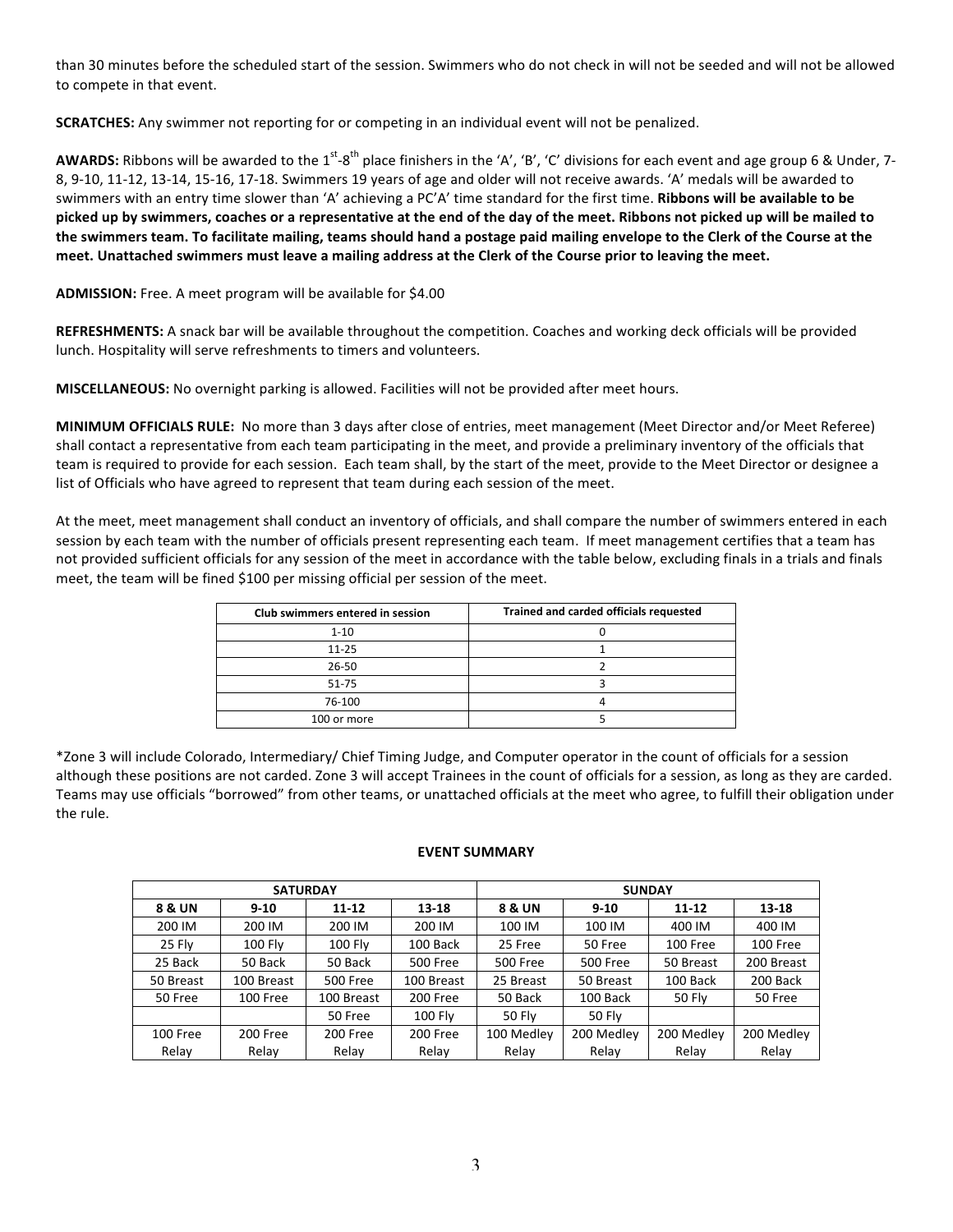than 30 minutes before the scheduled start of the session. Swimmers who do not check in will not be seeded and will not be allowed to compete in that event.

**SCRATCHES:** Any swimmer not reporting for or competing in an individual event will not be penalized.

**AWARDS:** Ribbons will be awarded to the 1st-8th place finishers in the 'A', 'B', 'C' divisions for each event and age group 6 & Under, 7-8, 9-10, 11-12, 13-14, 15-16, 17-18. Swimmers 19 years of age and older will not receive awards. 'A' medals will be awarded to swimmers with an entry time slower than 'A' achieving a PC'A' time standard for the first time. **Ribbons will be available to be picked up by swimmers, coaches or a representative at the end of the day of the meet. Ribbons not picked up will be mailed to the swimmers team. To facilitate mailing, teams should hand a postage paid mailing envelope to the Clerk of the Course at the meet. Unattached swimmers must leave a mailing address at the Clerk of the Course prior to leaving the meet.**

**ADMISSION:** Free. A meet program will be available for $4.00

**REFRESHMENTS:** A snack bar will be available throughout the competition. Coaches and working deck officials will be provided lunch. Hospitality will serve refreshments to timers and volunteers.

**MISCELLANEOUS:** No overnight parking is allowed. Facilities will not be provided after meet hours.

**MINIMUM OFFICIALS RULE:** No more than 3 days after close of entries, meet management (Meet Director and/or Meet Referee) shall contact a representative from each team participating in the meet, and provide a preliminary inventory of the officials that team is required to provide for each session. Each team shall, by the start of the meet, provide to the Meet Director or designee a list of Officials who have agreed to represent that team during each session of the meet.

At the meet, meet management shall conduct an inventory of officials, and shall compare the number of swimmers entered in each session by each team with the number of officials present representing each team. If meet management certifies that a team has not provided sufficient officials for any session of the meet in accordance with the table below, excluding finals in a trials and finals meet, the team will be fined $100 per missing official per session of the meet.

| Club swimmers entered in session | Trained and carded officials requested |
|---|---|
| 1-10 | 0 |
| 11-25 | 1 |
| 26-50 | 2 |
| 51-75 | 3 |
| 76-100 | 4 |
| 100 or more | 5 |

*Zone 3 will include Colorado, Intermediary/ Chief Timing Judge, and Computer operator in the count of officials for a session although these positions are not carded. Zone 3 will accept Trainees in the count of officials for a session, as long as they are carded. Teams may use officials "borrowed" from other teams, or unattached officials at the meet who agree, to fulfill their obligation under the rule.

## EVENT SUMMARY

| SATURDAY | | | | SUNDAY | | | |
|---|---|---|---|---|---|---|---|
| 8 & UN | 9-10 | 11-12 | 13-18 | 8 & UN | 9-10 | 11-12 | 13-18 |
| 200 IM | 200 IM | 200 IM | 200 IM | 100 IM | 100 IM | 400 IM | 400 IM |
| 25 Fly | 100 Fly | 100 Fly | 100 Back | 25 Free | 50 Free | 100 Free | 100 Free |
| 25 Back | 50 Back | 50 Back | 500 Free | 500 Free | 500 Free | 50 Breast | 200 Breast |
| 50 Breast | 100 Breast | 500 Free | 100 Breast | 25 Breast | 50 Breast | 100 Back | 200 Back |
| 50 Free | 100 Free | 100 Breast | 200 Free | 50 Back | 100 Back | 50 Fly | 50 Free |
| | | 50 Free | 100 Fly | 50 Fly | 50 Fly | | |
| 100 Free Relay | 200 Free Relay | 200 Free Relay | 200 Free Relay | 100 Medley Relay | 200 Medley Relay | 200 Medley Relay | 200 Medley Relay |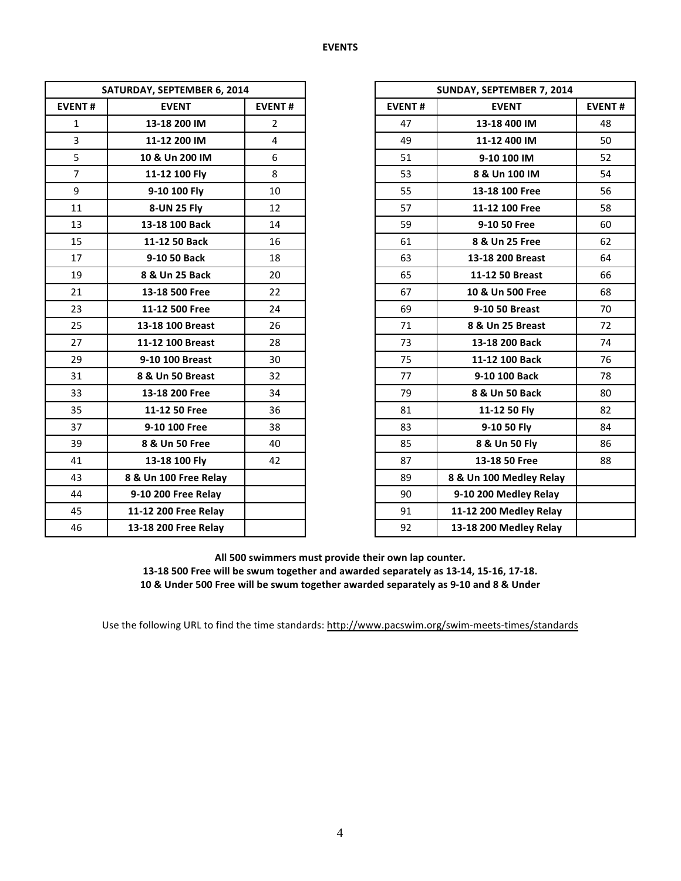**EVENTS**

| SATURDAY, SEPTEMBER 6, 2014 | | |
|---|---|---|
| **EVENT #** | **EVENT** | **EVENT #** |
| 1 | **13-18 200 IM** | 2 |
| 3 | **11-12 200 IM** | 4 |
| 5 | **10 & Un 200 IM** | 6 |
| 7 | **11-12 100 Fly** | 8 |
| 9 | **9-10 100 Fly** | 10 |
| 11 | **8-UN 25 Fly** | 12 |
| 13 | **13-18 100 Back** | 14 |
| 15 | **11-12 50 Back** | 16 |
| 17 | **9-10 50 Back** | 18 |
| 19 | **8 & Un 25 Back** | 20 |
| 21 | **13-18 500 Free** | 22 |
| 23 | **11-12 500 Free** | 24 |
| 25 | **13-18 100 Breast** | 26 |
| 27 | **11-12 100 Breast** | 28 |
| 29 | **9-10 100 Breast** | 30 |
| 31 | **8 & Un 50 Breast** | 32 |
| 33 | **13-18 200 Free** | 34 |
| 35 | **11-12 50 Free** | 36 |
| 37 | **9-10 100 Free** | 38 |
| 39 | **8 & Un 50 Free** | 40 |
| 41 | **13-18 100 Fly** | 42 |
| 43 | **8 & Un 100 Free Relay** | |
| 44 | **9-10 200 Free Relay** | |
| 45 | **11-12 200 Free Relay** | |
| 46 | **13-18 200 Free Relay** | |

| SUNDAY, SEPTEMBER 7, 2014 | | |
|---|---|---|
| **EVENT #** | **EVENT** | **EVENT #** |
| 47 | **13-18 400 IM** | 48 |
| 49 | **11-12 400 IM** | 50 |
| 51 | **9-10 100 IM** | 52 |
| 53 | **8 & Un 100 IM** | 54 |
| 55 | **13-18 100 Free** | 56 |
| 57 | **11-12 100 Free** | 58 |
| 59 | **9-10 50 Free** | 60 |
| 61 | **8 & Un 25 Free** | 62 |
| 63 | **13-18 200 Breast** | 64 |
| 65 | **11-12 50 Breast** | 66 |
| 67 | **10 & Un 500 Free** | 68 |
| 69 | **9-10 50 Breast** | 70 |
| 71 | **8 & Un 25 Breast** | 72 |
| 73 | **13-18 200 Back** | 74 |
| 75 | **11-12 100 Back** | 76 |
| 77 | **9-10 100 Back** | 78 |
| 79 | **8 & Un 50 Back** | 80 |
| 81 | **11-12 50 Fly** | 82 |
| 83 | **9-10 50 Fly** | 84 |
| 85 | **8 & Un 50 Fly** | 86 |
| 87 | **13-18 50 Free** | 88 |
| 89 | **8 & Un 100 Medley Relay** | |
| 90 | **9-10 200 Medley Relay** | |
| 91 | **11-12 200 Medley Relay** | |
| 92 | **13-18 200 Medley Relay** | |

**All 500 swimmers must provide their own lap counter.**
**13-18 500 Free will be swum together and awarded separately as 13-14, 15-16, 17-18.**
**10 & Under 500 Free will be swum together awarded separately as 9-10 and 8 & Under**

Use the following URL to find the time standards: http://www.pacswim.org/swim-meets-times/standards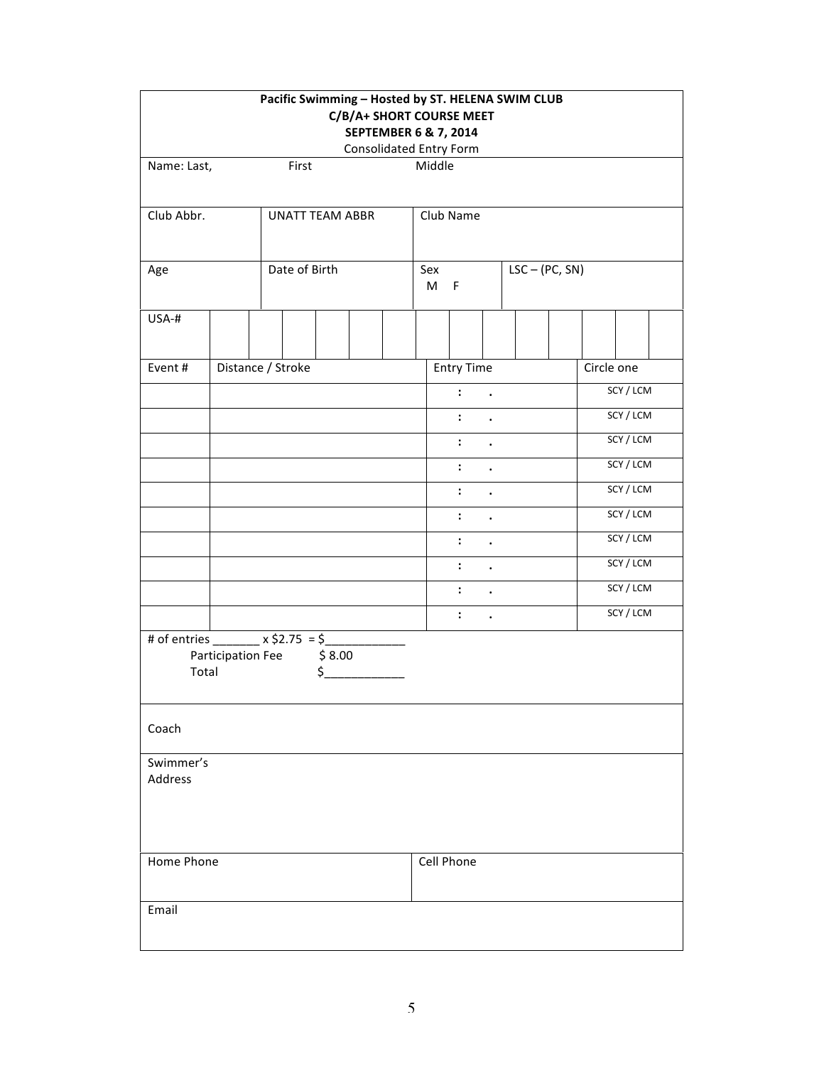**Pacific Swimming – Hosted by ST. HELENA SWIM CLUB**
**C/B/A+ SHORT COURSE MEET**
**SEPTEMBER 6 & 7, 2014**
Consolidated Entry Form

| Name: Last, | First | Middle | |
|---|---|---|---|
| | | | |

| Club Abbr. | UNATT TEAM ABBR | Club Name |
|---|---|---|
| | | |

| Age | Date of Birth | Sex M F | LSC – (PC, SN) |
|---|---|---|---|
| | | | |

| USA-# | | | | | | | | | | | | | | |
|---|---|---|---|---|---|---|---|---|---|---|---|---|---|---|
| | | | | | | | | | | | | | | |

| Event # | Distance / Stroke | Entry Time | Circle one |
|---|---|---|---|
| | | : . | SCY / LCM |
| | | : . | SCY / LCM |
| | | : . | SCY / LCM |
| | | : . | SCY / LCM |
| | | : . | SCY / LCM |
| | | : . | SCY / LCM |
| | | : . | SCY / LCM |
| | | : . | SCY / LCM |
| | | : . | SCY / LCM |
| | | : . | SCY / LCM |

\# of entries _______ x $2.75 = $____________
Participation Fee $ 8.00
Total $____________

Coach

Swimmer's Address

| Home Phone | Cell Phone |
|---|---|
| | |

Email